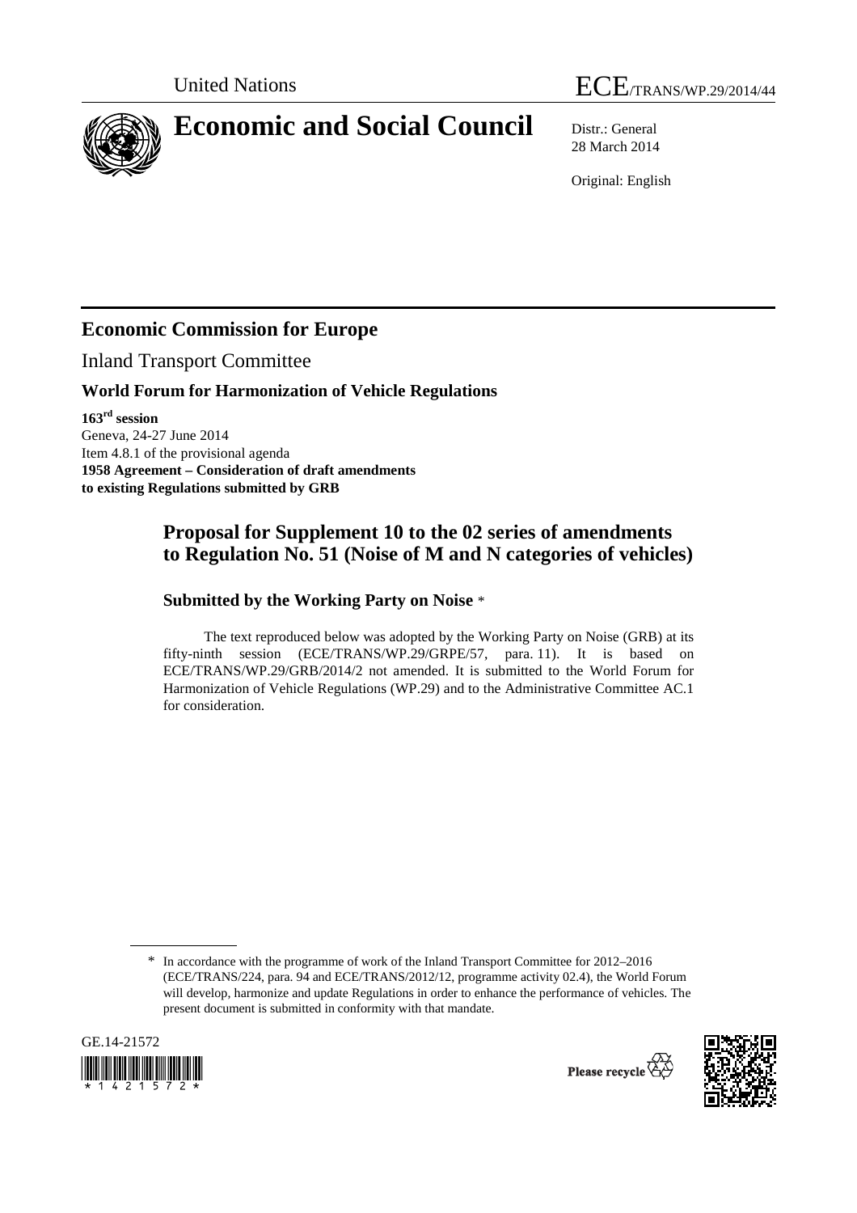United Nations ECE/TRANS/WP.29/2014/44

# Economic and Social Council

Distr.: General
28 March 2014

Original: English

## Economic Commission for Europe

Inland Transport Committee

### World Forum for Harmonization of Vehicle Regulations

**163rd session**
Geneva, 24-27 June 2014
Item 4.8.1 of the provisional agenda
**1958 Agreement – Consideration of draft amendments to existing Regulations submitted by GRB**

## Proposal for Supplement 10 to the 02 series of amendments to Regulation No. 51 (Noise of M and N categories of vehicles)

### Submitted by the Working Party on Noise *

The text reproduced below was adopted by the Working Party on Noise (GRB) at its fifty-ninth session (ECE/TRANS/WP.29/GRPE/57, para. 11). It is based on ECE/TRANS/WP.29/GRB/2014/2 not amended. It is submitted to the World Forum for Harmonization of Vehicle Regulations (WP.29) and to the Administrative Committee AC.1 for consideration.

* In accordance with the programme of work of the Inland Transport Committee for 2012–2016 (ECE/TRANS/224, para. 94 and ECE/TRANS/2012/12, programme activity 02.4), the World Forum will develop, harmonize and update Regulations in order to enhance the performance of vehicles. The present document is submitted in conformity with that mandate.

GE.14-21572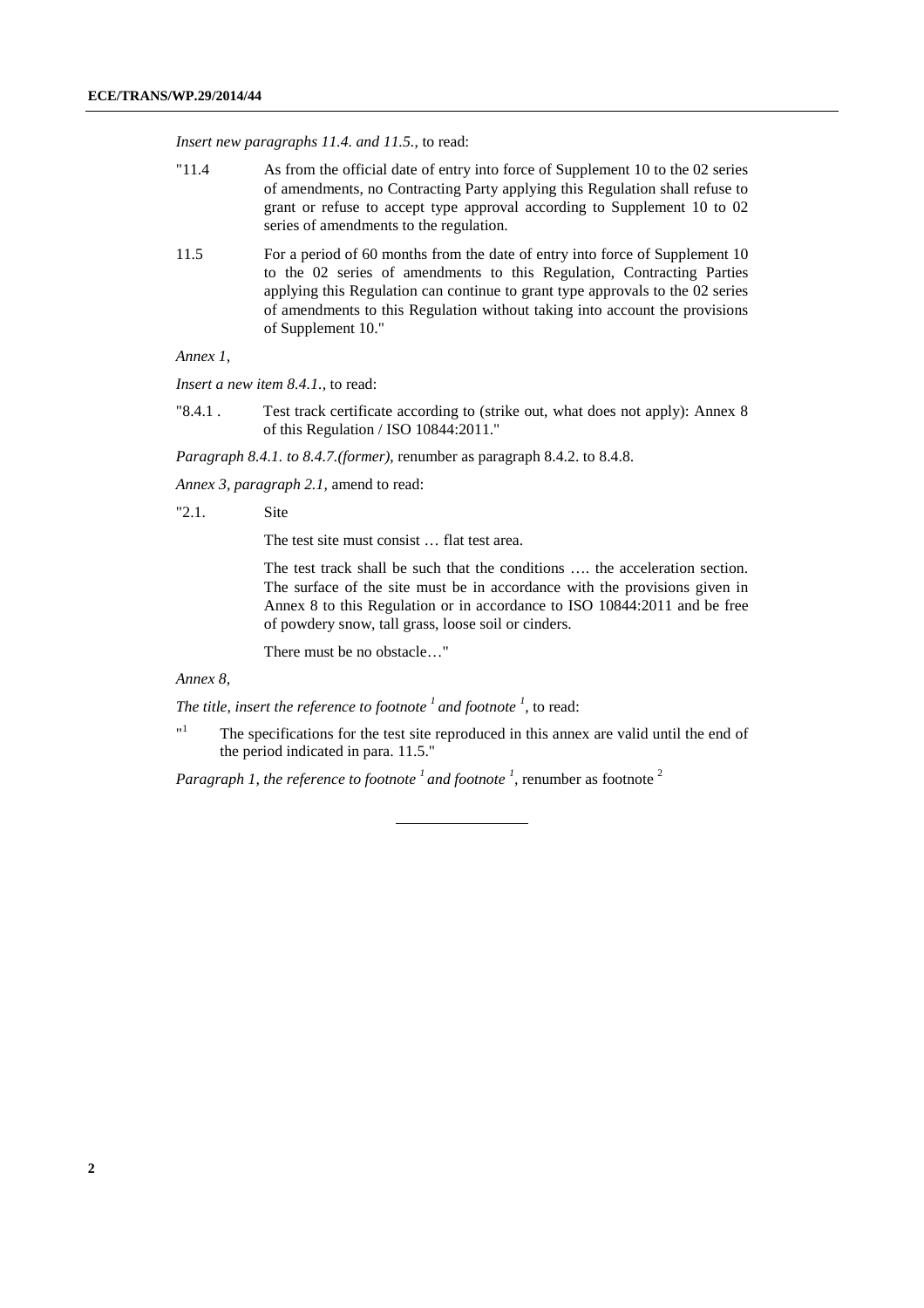*Insert new paragraphs 11.4. and 11.5.,* to read:

"11.4 As from the official date of entry into force of Supplement 10 to the 02 series of amendments, no Contracting Party applying this Regulation shall refuse to grant or refuse to accept type approval according to Supplement 10 to 02 series of amendments to the regulation.

11.5 For a period of 60 months from the date of entry into force of Supplement 10 to the 02 series of amendments to this Regulation, Contracting Parties applying this Regulation can continue to grant type approvals to the 02 series of amendments to this Regulation without taking into account the provisions of Supplement 10."

*Annex 1,*

*Insert a new item 8.4.1.,* to read:

"8.4.1 . Test track certificate according to (strike out, what does not apply): Annex 8 of this Regulation / ISO 10844:2011."

*Paragraph 8.4.1. to 8.4.7.(former),* renumber as paragraph 8.4.2. to 8.4.8.

*Annex 3, paragraph 2.1,* amend to read:

"2.1. Site

The test site must consist … flat test area.

The test track shall be such that the conditions …. the acceleration section. The surface of the site must be in accordance with the provisions given in Annex 8 to this Regulation or in accordance to ISO 10844:2011 and be free of powdery snow, tall grass, loose soil or cinders.

There must be no obstacle…"

*Annex 8,*

*The title, insert the reference to footnote [1] and footnote [1]*, to read:

"[1] The specifications for the test site reproduced in this annex are valid until the end of the period indicated in para. 11.5."

*Paragraph 1, the reference to footnote [1] and footnote [1],* renumber as footnote [2]